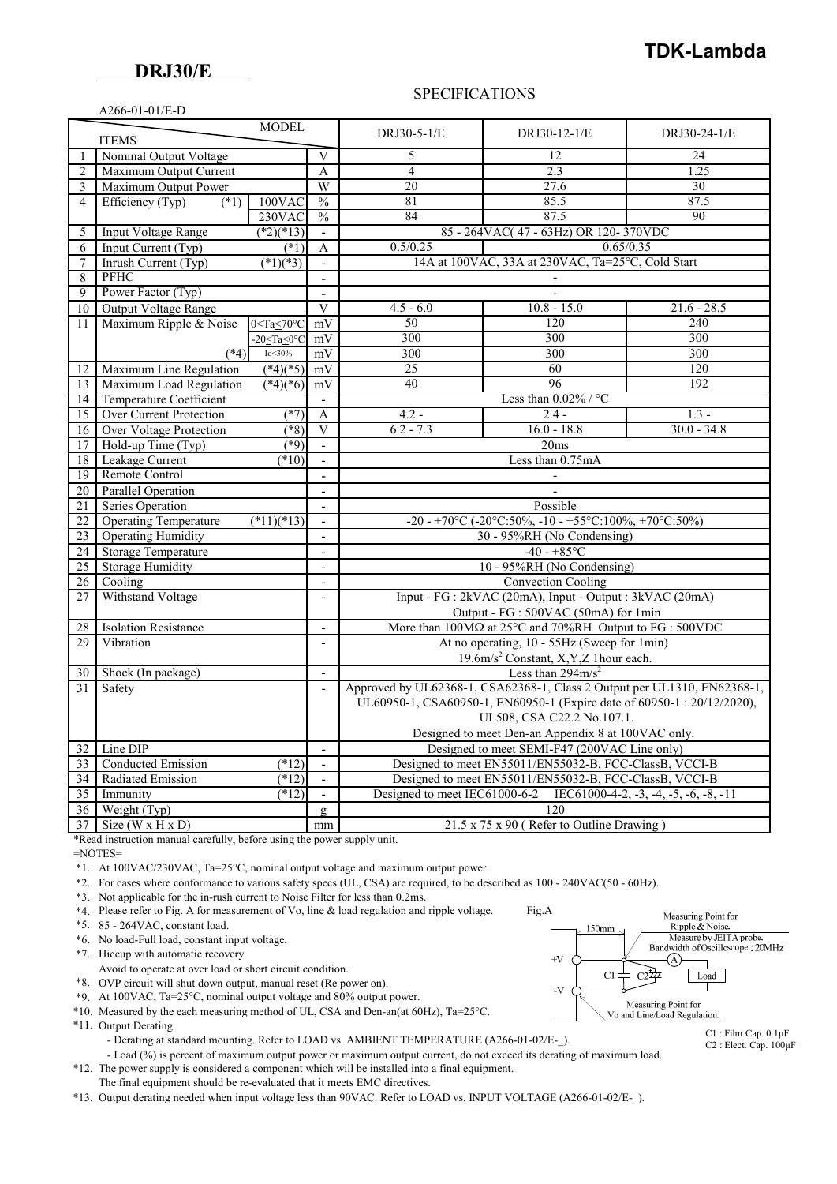**TDK-Lambda**

## DRJ30/E

SPECIFICATIONS

A266-01-01/E-D

| | ITEMS \ MODEL | | | DRJ30-5-1/E | DRJ30-12-1/E | DRJ30-24-1/E |
|---|---|---|---|---|---|---|
| 1 | Nominal Output Voltage | | V | 5 | 12 | 24 |
| 2 | Maximum Output Current | | A | 4 | 2.3 | 1.25 |
| 3 | Maximum Output Power | | W | 20 | 27.6 | 30 |
| 4 | Efficiency (Typ) (*1) | 100VAC | % | 81 | 85.5 | 87.5 |
| | | 230VAC | % | 84 | 87.5 | 90 |
| 5 | Input Voltage Range (*2)(*13) | | - | 85 - 264VAC( 47 - 63Hz) OR 120- 370VDC | | |
| 6 | Input Current (Typ) (*1) | | A | 0.5/0.25 | 0.65/0.35 | |
| 7 | Inrush Current (Typ) (*1)(*3) | | - | 14A at 100VAC, 33A at 230VAC, Ta=25°C, Cold Start | | |
| 8 | PFHC | | - | - | | |
| 9 | Power Factor (Typ) | | - | - | | |
| 10 | Output Voltage Range | | V | 4.5 - 6.0 | 10.8 - 15.0 | 21.6 - 28.5 |
| 11 | Maximum Ripple & Noise | 0<Ta≤70°C | mV | 50 | 120 | 240 |
| | | -20≤Ta≤0°C | mV | 300 | 300 | 300 |
| | (*4) | Io≤30% | mV | 300 | 300 | 300 |
| 12 | Maximum Line Regulation (*4)(*5) | | mV | 25 | 60 | 120 |
| 13 | Maximum Load Regulation (*4)(*6) | | mV | 40 | 96 | 192 |
| 14 | Temperature Coefficient | | - | Less than 0.02% / °C | | |
| 15 | Over Current Protection (*7) | | A | 4.2 - | 2.4 - | 1.3 - |
| 16 | Over Voltage Protection (*8) | | V | 6.2 - 7.3 | 16.0 - 18.8 | 30.0 - 34.8 |
| 17 | Hold-up Time (Typ) (*9) | | - | 20ms | | |
| 18 | Leakage Current (*10) | | - | Less than 0.75mA | | |
| 19 | Remote Control | | - | - | | |
| 20 | Parallel Operation | | - | - | | |
| 21 | Series Operation | | - | Possible | | |
| 22 | Operating Temperature (*11)(*13) | | - | -20 - +70°C (-20°C:50%, -10 - +55°C:100%, +70°C:50%) | | |
| 23 | Operating Humidity | | - | 30 - 95%RH (No Condensing) | | |
| 24 | Storage Temperature | | - | -40 - +85°C | | |
| 25 | Storage Humidity | | - | 10 - 95%RH (No Condensing) | | |
| 26 | Cooling | | - | Convection Cooling | | |
| 27 | Withstand Voltage | | - | Input - FG : 2kVAC (20mA), Input - Output : 3kVAC (20mA) Output - FG : 500VAC (50mA) for 1min | | |
| 28 | Isolation Resistance | | - | More than 100MΩ at 25°C and 70%RH Output to FG : 500VDC | | |
| 29 | Vibration | | - | At no operating, 10 - 55Hz (Sweep for 1min) 19.6m/s² Constant, X,Y,Z 1hour each. | | |
| 30 | Shock (In package) | | - | Less than 294m/s² | | |
| 31 | Safety | | - | Approved by UL62368-1, CSA62368-1, Class 2 Output per UL1310, EN62368-1, UL60950-1, CSA60950-1, EN60950-1 (Expire date of 60950-1 : 20/12/2020), UL508, CSA C22.2 No.107.1. Designed to meet Den-an Appendix 8 at 100VAC only. | | |
| 32 | Line DIP | | - | Designed to meet SEMI-F47 (200VAC Line only) | | |
| 33 | Conducted Emission (*12) | | - | Designed to meet EN55011/EN55032-B, FCC-ClassB, VCCI-B | | |
| 34 | Radiated Emission (*12) | | - | Designed to meet EN55011/EN55032-B, FCC-ClassB, VCCI-B | | |
| 35 | Immunity (*12) | | - | Designed to meet IEC61000-6-2 IEC61000-4-2, -3, -4, -5, -6, -8, -11 | | |
| 36 | Weight (Typ) | | g | 120 | | |
| 37 | Size (W x H x D) | | mm | 21.5 x 75 x 90 ( Refer to Outline Drawing ) | | |

*Read instruction manual carefully, before using the power supply unit.

=NOTES=

*1. At 100VAC/230VAC, Ta=25°C, nominal output voltage and maximum output power.

*2. For cases where conformance to various safety specs (UL, CSA) are required, to be described as 100 - 240VAC(50 - 60Hz).

*3. Not applicable for the in-rush current to Noise Filter for less than 0.2ms.

*4. Please refer to Fig. A for measurement of Vo, line & load regulation and ripple voltage.

*5. 85 - 264VAC, constant load.

*6. No load-Full load, constant input voltage.

*7. Hiccup with automatic recovery.
Avoid to operate at over load or short circuit condition.

*8. OVP circuit will shut down output, manual reset (Re power on).

*9. At 100VAC, Ta=25°C, nominal output voltage and 80% output power.

*10. Measured by the each measuring method of UL, CSA and Den-an(at 60Hz), Ta=25°C.

*11. Output Derating
- Derating at standard mounting. Refer to LOAD vs. AMBIENT TEMPERATURE (A266-01-02/E-_).
- Load (%) is percent of maximum output power or maximum output current, do not exceed its derating of maximum load.

*12. The power supply is considered a component which will be installed into a final equipment.
The final equipment should be re-evaluated that it meets EMC directives.

*13. Output derating needed when input voltage less than 90VAC. Refer to LOAD vs. INPUT VOLTAGE (A266-01-02/E-_).

Fig.A

150mm

Measuring Point for Ripple & Noise. Measure by JEITA probe. Bandwidth of Oscilloscope : 20MHz

+V, -V, C1, C2, A, Load

Measuring Point for Vo and Line/Load Regulation.

C1 : Film Cap. 0.1μF
C2 : Elect. Cap. 100μF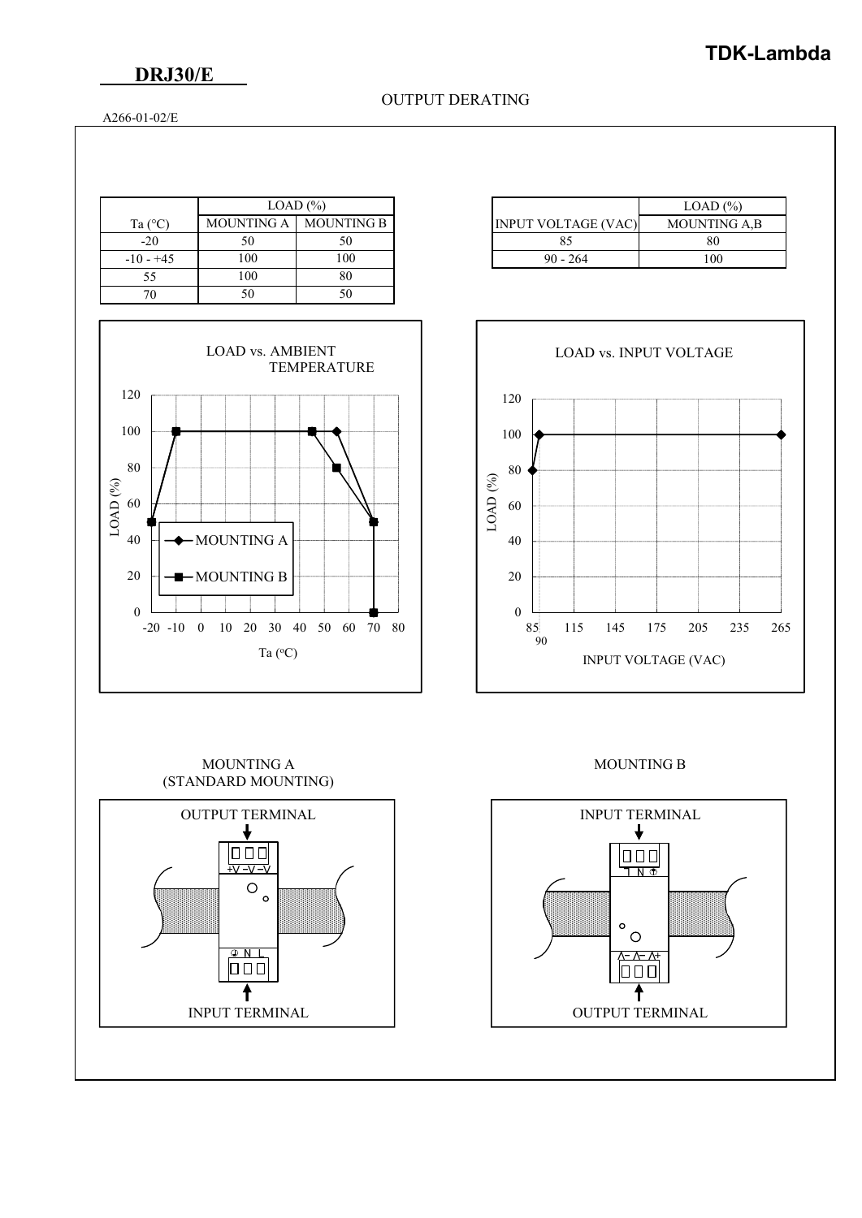**DRJ30/E**

TDK-Lambda

## OUTPUT DERATING

A266-01-02/E

| | LOAD (%) | |
|---|---|---|
| Ta (°C) | MOUNTING A | MOUNTING B |
| -20 | 50 | 50 |
| -10 - +45 | 100 | 100 |
| 55 | 100 | 80 |
| 70 | 50 | 50 |

| | LOAD (%) |
|---|---|
| INPUT VOLTAGE (VAC) | MOUNTING A,B |
| 85 | 80 |
| 90 - 264 | 100 |

LOAD vs. AMBIENT TEMPERATURE

LOAD (%)

120
100
80
60
40
20
0

-20 -10 0 10 20 30 40 50 60 70 80

Ta (°C)

MOUNTING A

MOUNTING B

LOAD vs. INPUT VOLTAGE

LOAD (%)

120
100
80
60
40
20
0

85 115 145 175 205 235 265

90

INPUT VOLTAGE (VAC)

MOUNTING A
(STANDARD MOUNTING)

OUTPUT TERMINAL

+V -V -V

N L

INPUT TERMINAL

MOUNTING B

INPUT TERMINAL

L N

-V -V +V

OUTPUT TERMINAL